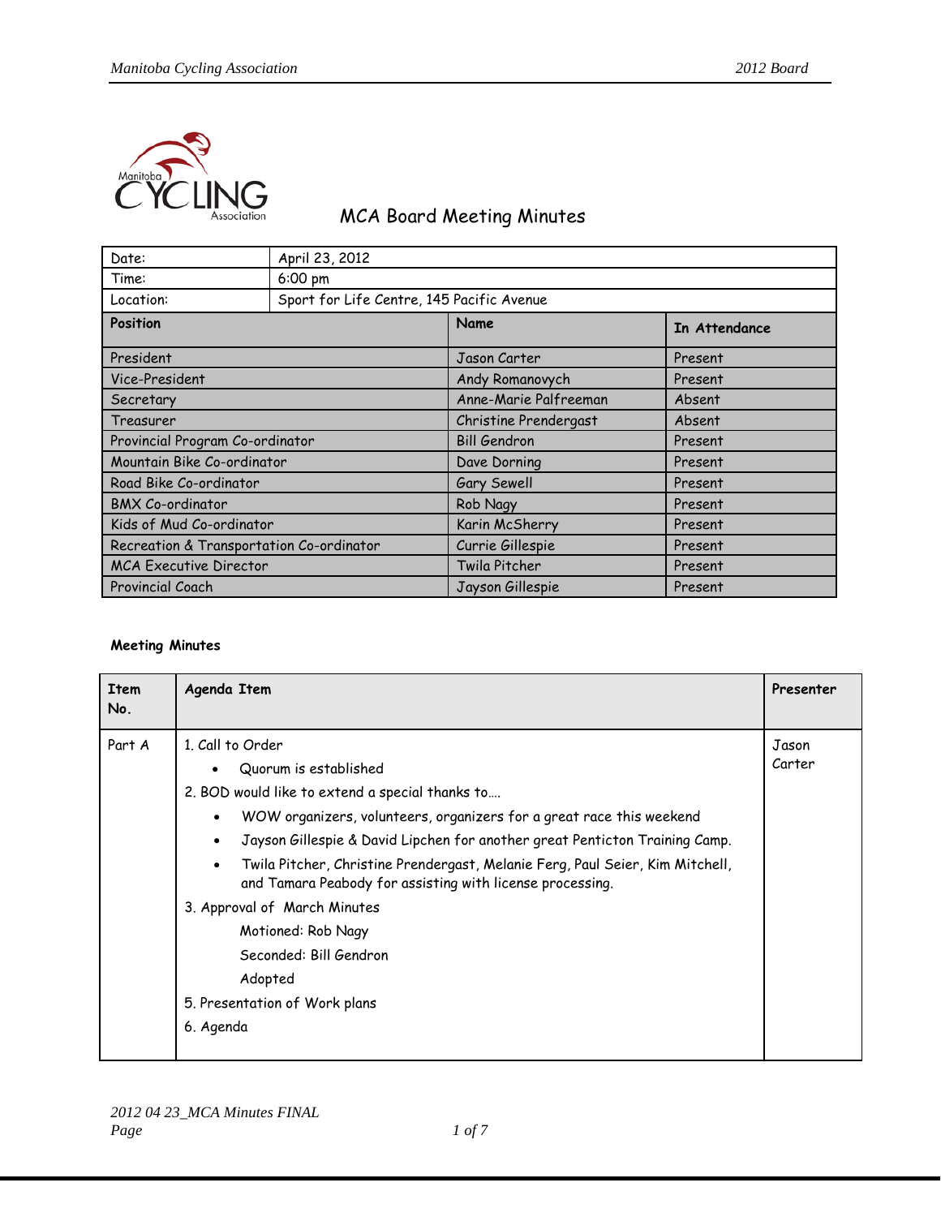# MCA Board Meeting Minutes

| Date: | April 23, 2012 | |
|---|---|---|
| Time: | 6:00 pm | |
| Location: | Sport for Life Centre, 145 Pacific Avenue | |
| **Position** | **Name** | **In Attendance** |
| President | Jason Carter | Present |
| Vice-President | Andy Romanovych | Present |
| Secretary | Anne-Marie Palfreeman | Absent |
| Treasurer | Christine Prendergast | Absent |
| Provincial Program Co-ordinator | Bill Gendron | Present |
| Mountain Bike Co-ordinator | Dave Dorning | Present |
| Road Bike Co-ordinator | Gary Sewell | Present |
| BMX Co-ordinator | Rob Nagy | Present |
| Kids of Mud Co-ordinator | Karin McSherry | Present |
| Recreation & Transportation Co-ordinator | Currie Gillespie | Present |
| MCA Executive Director | Twila Pitcher | Present |
| Provincial Coach | Jayson Gillespie | Present |

**Meeting Minutes**

| Item No. | Agenda Item | Presenter |
|---|---|---|
| Part A | 1. Call to Order<br>• Quorum is established<br>2. BOD would like to extend a special thanks to….<br>• WOW organizers, volunteers, organizers for a great race this weekend<br>• Jayson Gillespie & David Lipchen for another great Penticton Training Camp.<br>• Twila Pitcher, Christine Prendergast, Melanie Ferg, Paul Seier, Kim Mitchell, and Tamara Peabody for assisting with license processing.<br>3. Approval of March Minutes<br>Motioned: Rob Nagy<br>Seconded: Bill Gendron<br>Adopted<br>5. Presentation of Work plans<br>6. Agenda | Jason Carter |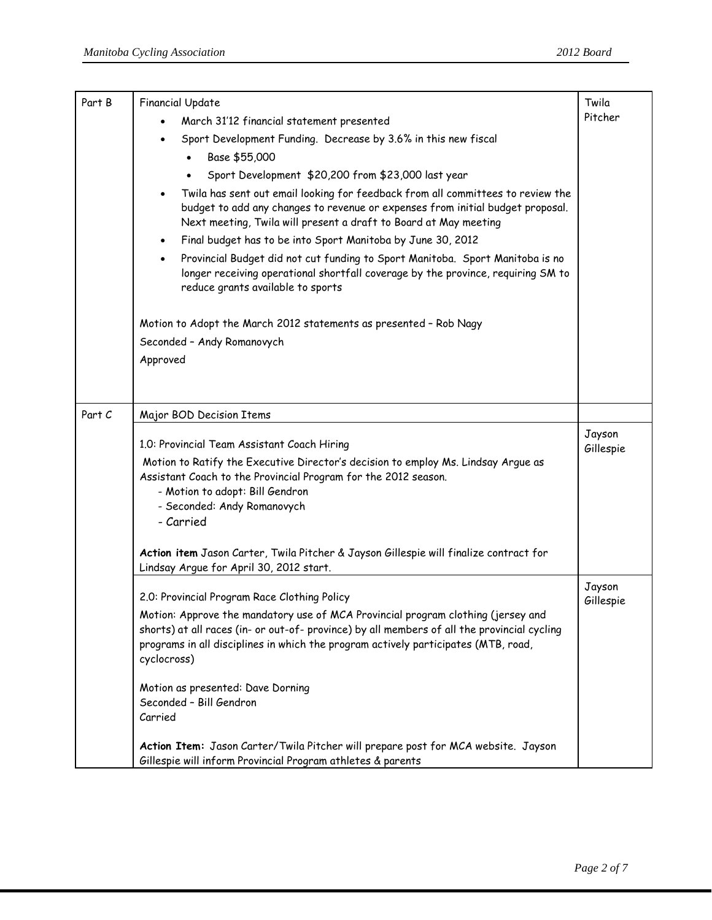| Part B | Financial Update<br>• March 31'12 financial statement presented<br>• Sport Development Funding. Decrease by 3.6% in this new fiscal<br>&nbsp;&nbsp;&nbsp;&nbsp;• Base $55,000<br>&nbsp;&nbsp;&nbsp;&nbsp;• Sport Development $20,200 from $23,000 last year<br>• Twila has sent out email looking for feedback from all committees to review the budget to add any changes to revenue or expenses from initial budget proposal. Next meeting, Twila will present a draft to Board at May meeting<br>• Final budget has to be into Sport Manitoba by June 30, 2012<br>• Provincial Budget did not cut funding to Sport Manitoba. Sport Manitoba is no longer receiving operational shortfall coverage by the province, requiring SM to reduce grants available to sports<br><br>Motion to Adopt the March 2012 statements as presented – Rob Nagy<br>Seconded – Andy Romanovych<br>Approved | Twila Pitcher |
|---|---|---|
| Part C | Major BOD Decision Items | |
| | 1.0: Provincial Team Assistant Coach Hiring<br>Motion to Ratify the Executive Director's decision to employ Ms. Lindsay Argue as Assistant Coach to the Provincial Program for the 2012 season.<br>- Motion to adopt: Bill Gendron<br>- Seconded: Andy Romanovych<br>- Carried<br><br>**Action item** Jason Carter, Twila Pitcher & Jayson Gillespie will finalize contract for Lindsay Argue for April 30, 2012 start. | Jayson Gillespie |
| | 2.0: Provincial Program Race Clothing Policy<br>Motion: Approve the mandatory use of MCA Provincial program clothing (jersey and shorts) at all races (in- or out-of- province) by all members of all the provincial cycling programs in all disciplines in which the program actively participates (MTB, road, cyclocross)<br><br>Motion as presented: Dave Dorning<br>Seconded – Bill Gendron<br>Carried<br><br>**Action Item:** Jason Carter/Twila Pitcher will prepare post for MCA website. Jayson Gillespie will inform Provincial Program athletes & parents | Jayson Gillespie |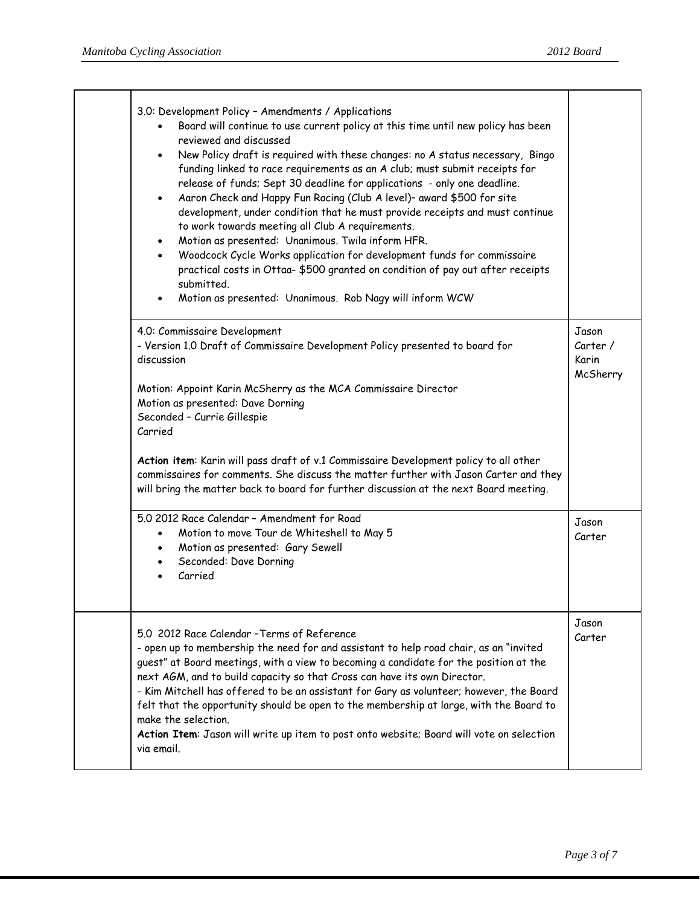| | | |
|---|---|---|
| | 3.0: Development Policy – Amendments / Applications<br>• Board will continue to use current policy at this time until new policy has been reviewed and discussed<br>• New Policy draft is required with these changes: no A status necessary, Bingo funding linked to race requirements as an A club; must submit receipts for release of funds; Sept 30 deadline for applications - only one deadline.<br>• Aaron Check and Happy Fun Racing (Club A level)– award $500 for site development, under condition that he must provide receipts and must continue to work towards meeting all Club A requirements.<br>• Motion as presented: Unanimous. Twila inform HFR.<br>• Woodcock Cycle Works application for development funds for commissaire practical costs in Ottaa- $500 granted on condition of pay out after receipts submitted.<br>• Motion as presented: Unanimous. Rob Nagy will inform WCW | |
| | 4.0: Commissaire Development<br>- Version 1.0 Draft of Commissaire Development Policy presented to board for discussion<br><br>Motion: Appoint Karin McSherry as the MCA Commissaire Director<br>Motion as presented: Dave Dorning<br>Seconded – Currie Gillespie<br>Carried<br><br>**Action item**: Karin will pass draft of v.1 Commissaire Development policy to all other commissaires for comments. She discuss the matter further with Jason Carter and they will bring the matter back to board for further discussion at the next Board meeting. | Jason Carter / Karin McSherry |
| | 5.0 2012 Race Calendar – Amendment for Road<br>• Motion to move Tour de Whiteshell to May 5<br>• Motion as presented: Gary Sewell<br>• Seconded: Dave Dorning<br>• Carried | Jason Carter |
| | 5.0 2012 Race Calendar –Terms of Reference<br>- open up to membership the need for and assistant to help road chair, as an "invited guest" at Board meetings, with a view to becoming a candidate for the position at the next AGM, and to build capacity so that Cross can have its own Director.<br>- Kim Mitchell has offered to be an assistant for Gary as volunteer; however, the Board felt that the opportunity should be open to the membership at large, with the Board to make the selection.<br>**Action Item**: Jason will write up item to post onto website; Board will vote on selection via email. | Jason Carter |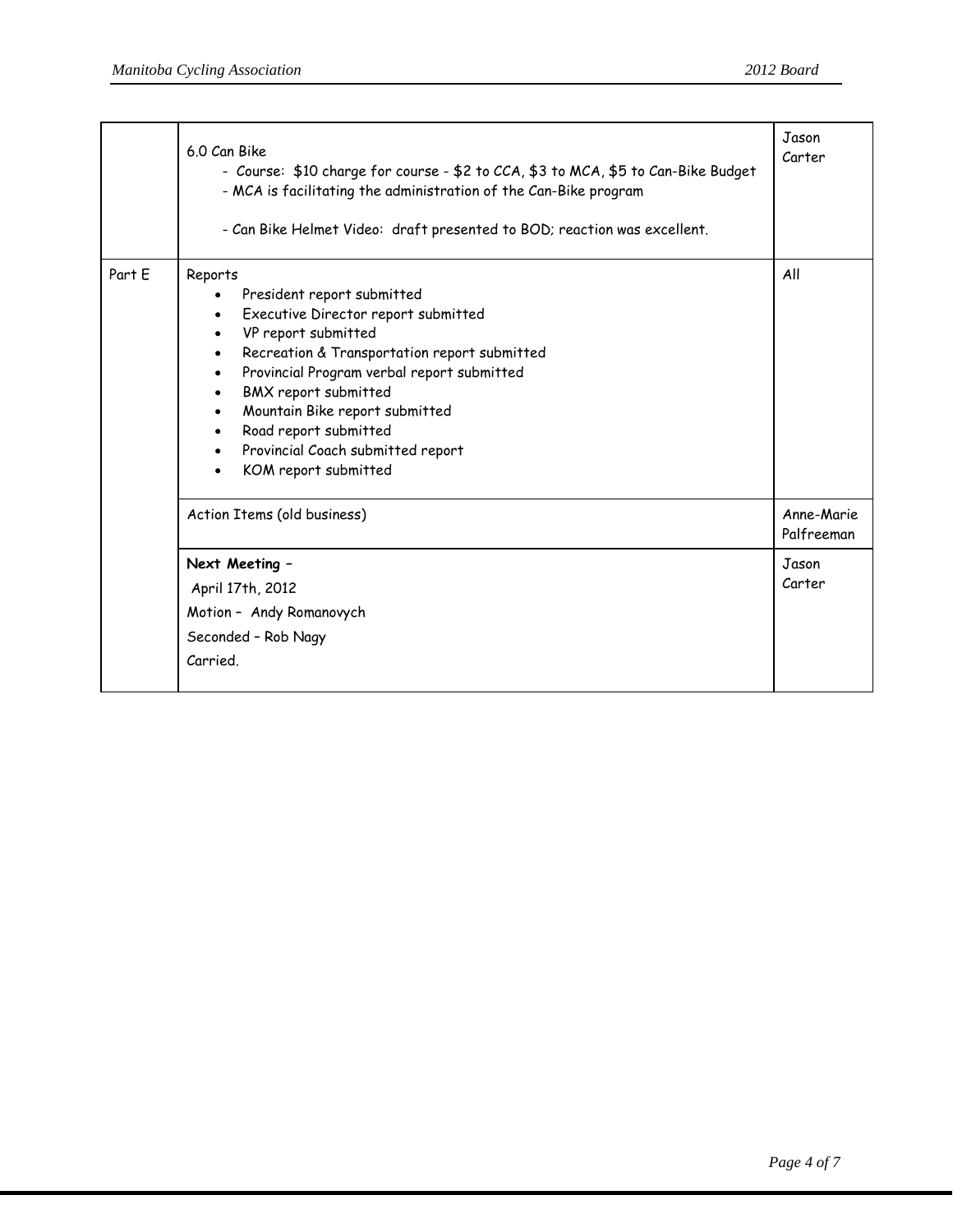| | | |
|---|---|---|
| | 6.0 Can Bike<br>- Course: $10 charge for course - $2 to CCA, $3 to MCA, $5 to Can-Bike Budget<br>- MCA is facilitating the administration of the Can-Bike program<br><br>- Can Bike Helmet Video: draft presented to BOD; reaction was excellent. | Jason Carter |
| Part E | Reports<br>• President report submitted<br>• Executive Director report submitted<br>• VP report submitted<br>• Recreation & Transportation report submitted<br>• Provincial Program verbal report submitted<br>• BMX report submitted<br>• Mountain Bike report submitted<br>• Road report submitted<br>• Provincial Coach submitted report<br>• KOM report submitted | All |
| | Action Items (old business) | Anne-Marie Palfreeman |
| | **Next Meeting –**<br>April 17th, 2012<br>Motion – Andy Romanovych<br>Seconded – Rob Nagy<br>Carried. | Jason Carter |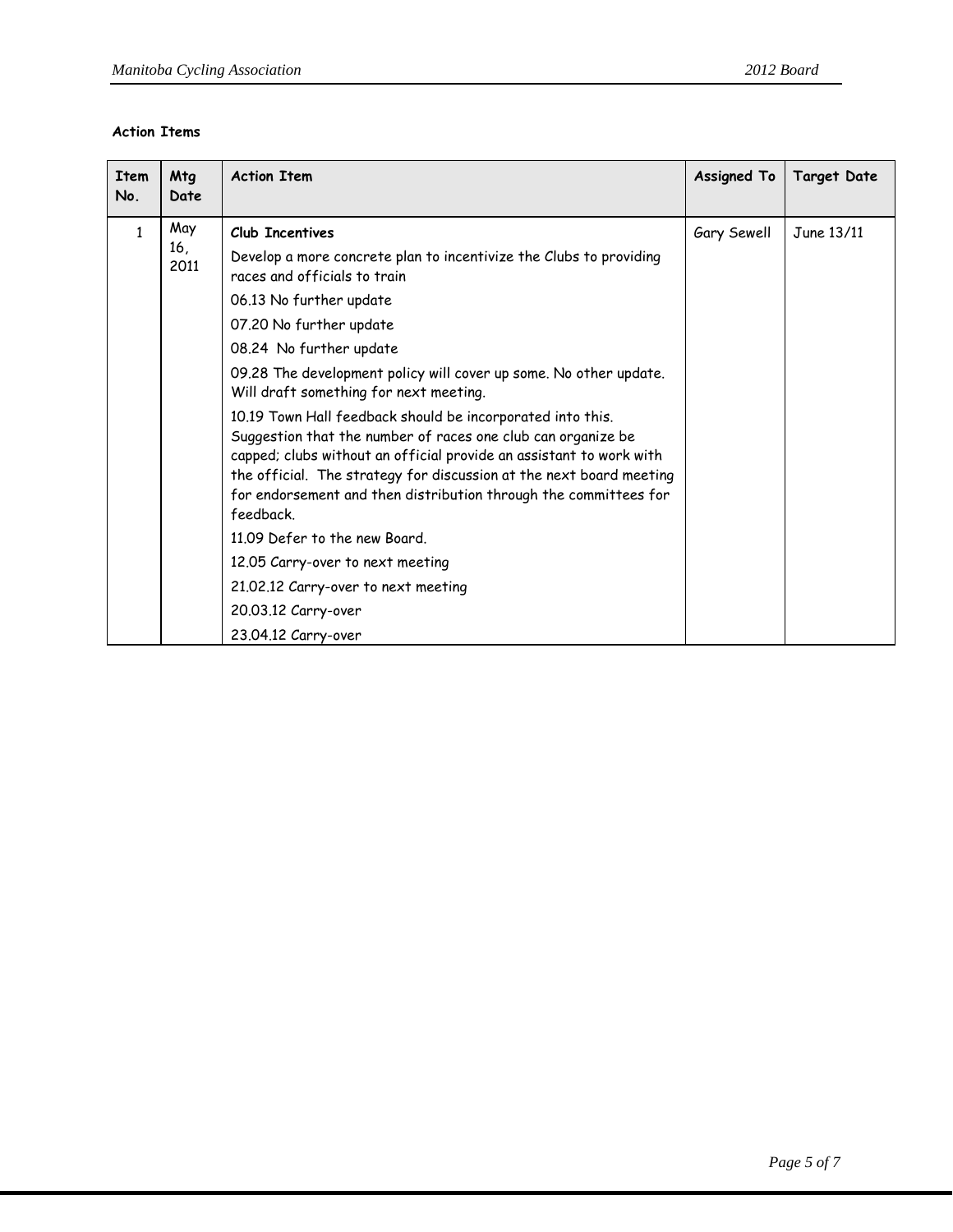**Action Items**

| Item No. | Mtg Date | Action Item | Assigned To | Target Date |
|---|---|---|---|---|
| 1 | May 16, 2011 | **Club Incentives**<br>Develop a more concrete plan to incentivize the Clubs to providing races and officials to train<br>06.13 No further update<br>07.20 No further update<br>08.24 No further update<br>09.28 The development policy will cover up some. No other update. Will draft something for next meeting.<br>10.19 Town Hall feedback should be incorporated into this. Suggestion that the number of races one club can organize be capped; clubs without an official provide an assistant to work with the official. The strategy for discussion at the next board meeting for endorsement and then distribution through the committees for feedback.<br>11.09 Defer to the new Board.<br>12.05 Carry-over to next meeting<br>21.02.12 Carry-over to next meeting<br>20.03.12 Carry-over<br>23.04.12 Carry-over | Gary Sewell | June 13/11 |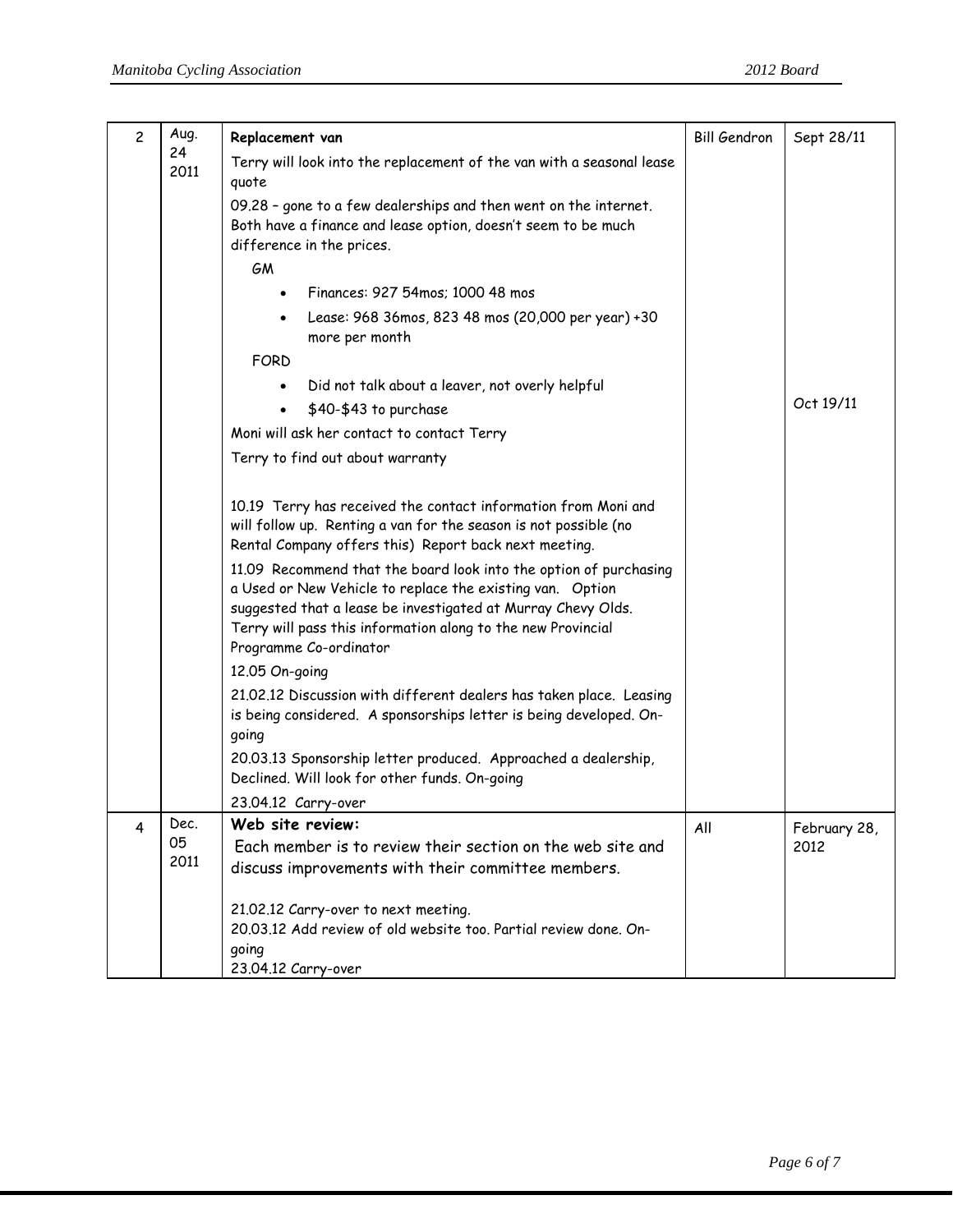| 2 | Aug. 24 2011 | **Replacement van**<br>Terry will look into the replacement of the van with a seasonal lease quote<br>09.28 – gone to a few dealerships and then went on the internet. Both have a finance and lease option, doesn't seem to be much difference in the prices.<br>GM<br>• Finances: 927 54mos; 1000 48 mos<br>• Lease: 968 36mos, 823 48 mos (20,000 per year) +30 more per month<br>FORD<br>• Did not talk about a leaver, not overly helpful<br>• $40-$43 to purchase<br>Moni will ask her contact to contact Terry<br>Terry to find out about warranty<br><br>10.19 Terry has received the contact information from Moni and will follow up. Renting a van for the season is not possible (no Rental Company offers this) Report back next meeting.<br>11.09 Recommend that the board look into the option of purchasing a Used or New Vehicle to replace the existing van. Option suggested that a lease be investigated at Murray Chevy Olds. Terry will pass this information along to the new Provincial Programme Co-ordinator<br>12.05 On-going<br>21.02.12 Discussion with different dealers has taken place. Leasing is being considered. A sponsorships letter is being developed. On-going<br>20.03.13 Sponsorship letter produced. Approached a dealership, Declined. Will look for other funds. On-going<br>23.04.12 Carry-over | Bill Gendron | Sept 28/11<br><br>Oct 19/11 |
|---|---|---|---|---|
| 4 | Dec. 05 2011 | **Web site review:**<br>Each member is to review their section on the web site and discuss improvements with their committee members.<br><br>21.02.12 Carry-over to next meeting.<br>20.03.12 Add review of old website too. Partial review done. On-going<br>23.04.12 Carry-over | All | February 28, 2012 |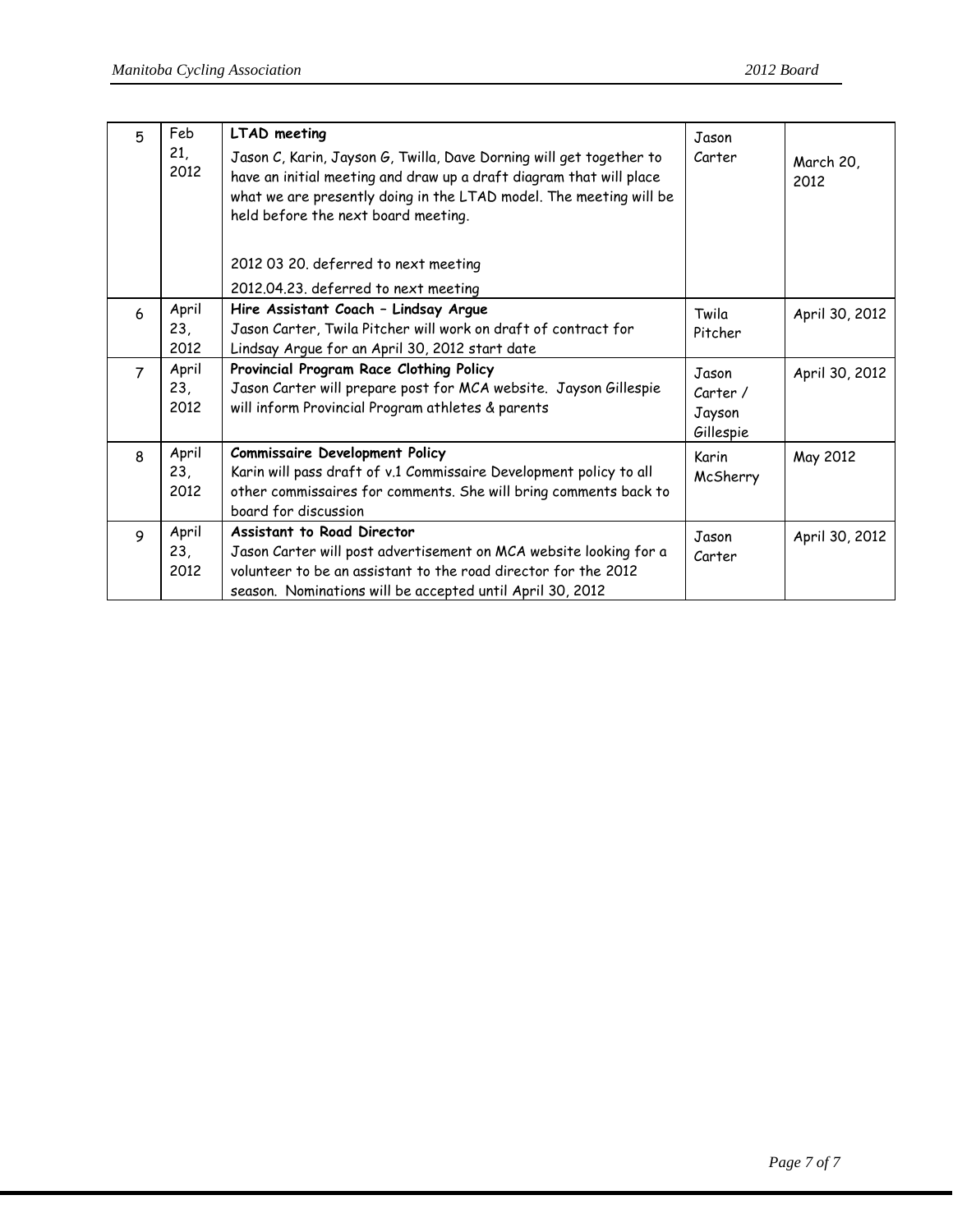| | | | | |
|---|---|---|---|---|
| 5 | Feb 21, 2012 | **LTAD meeting**<br>Jason C, Karin, Jayson G, Twilla, Dave Dorning will get together to have an initial meeting and draw up a draft diagram that will place what we are presently doing in the LTAD model. The meeting will be held before the next board meeting.<br><br>2012 03 20. deferred to next meeting<br>2012.04.23. deferred to next meeting | Jason Carter | March 20, 2012 |
| 6 | April 23, 2012 | **Hire Assistant Coach – Lindsay Argue**<br>Jason Carter, Twila Pitcher will work on draft of contract for Lindsay Argue for an April 30, 2012 start date | Twila Pitcher | April 30, 2012 |
| 7 | April 23, 2012 | **Provincial Program Race Clothing Policy**<br>Jason Carter will prepare post for MCA website. Jayson Gillespie will inform Provincial Program athletes & parents | Jason Carter / Jayson Gillespie | April 30, 2012 |
| 8 | April 23, 2012 | **Commissaire Development Policy**<br>Karin will pass draft of v.1 Commissaire Development policy to all other commissaires for comments. She will bring comments back to board for discussion | Karin McSherry | May 2012 |
| 9 | April 23, 2012 | **Assistant to Road Director**<br>Jason Carter will post advertisement on MCA website looking for a volunteer to be an assistant to the road director for the 2012 season. Nominations will be accepted until April 30, 2012 | Jason Carter | April 30, 2012 |